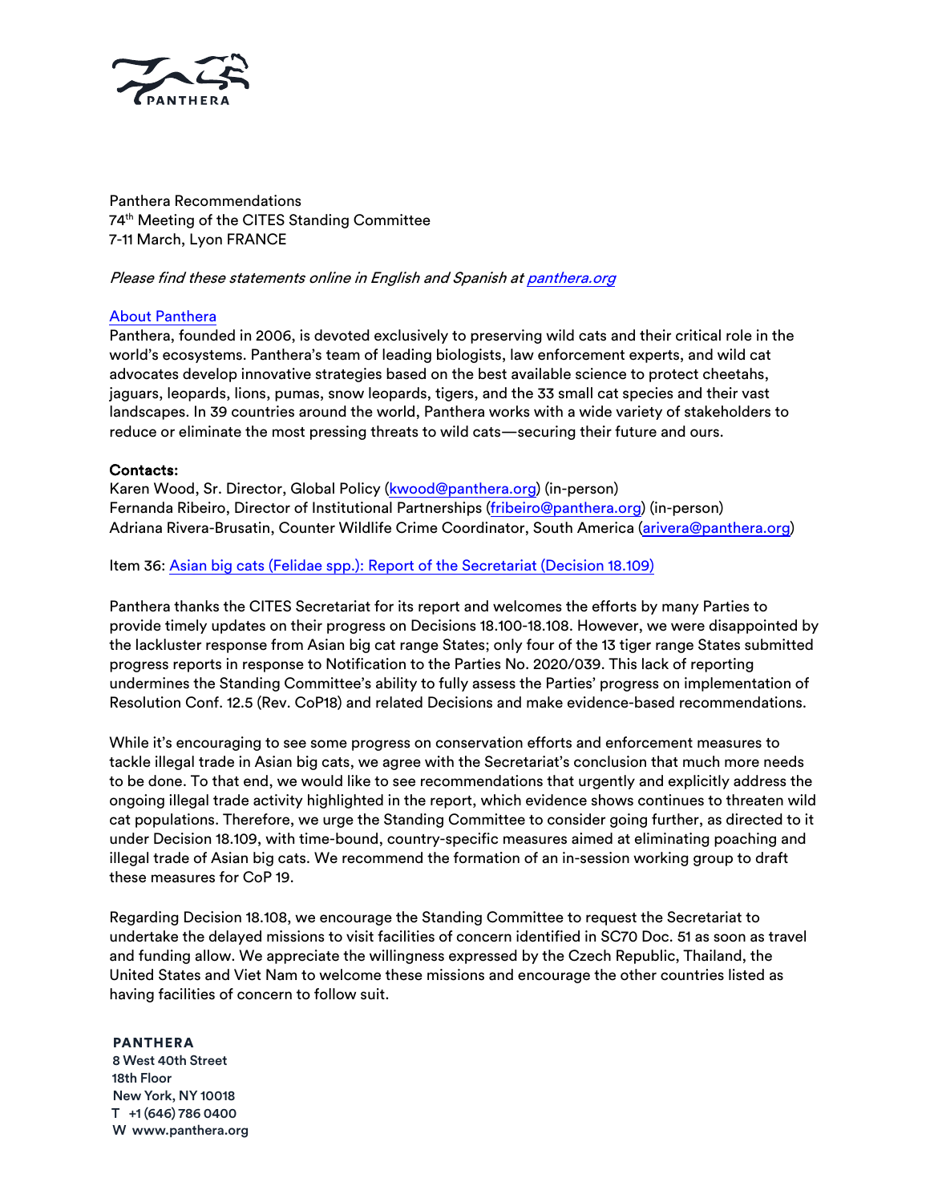Panthera Recommendations
74th Meeting of the CITES Standing Committee
7-11 March, Lyon FRANCE

*Please find these statements online in English and Spanish at [panthera.org](panthera.org)*

[About Panthera](#)
Panthera, founded in 2006, is devoted exclusively to preserving wild cats and their critical role in the world's ecosystems. Panthera's team of leading biologists, law enforcement experts, and wild cat advocates develop innovative strategies based on the best available science to protect cheetahs, jaguars, leopards, lions, pumas, snow leopards, tigers, and the 33 small cat species and their vast landscapes. In 39 countries around the world, Panthera works with a wide variety of stakeholders to reduce or eliminate the most pressing threats to wild cats—securing their future and ours.

**Contacts:**
Karen Wood, Sr. Director, Global Policy (kwood@panthera.org) (in-person)
Fernanda Ribeiro, Director of Institutional Partnerships (fribeiro@panthera.org) (in-person)
Adriana Rivera-Brusatin, Counter Wildlife Crime Coordinator, South America (arivera@panthera.org)

Item 36: [Asian big cats (Felidae spp.): Report of the Secretariat (Decision 18.109)](#)

Panthera thanks the CITES Secretariat for its report and welcomes the efforts by many Parties to provide timely updates on their progress on Decisions 18.100-18.108. However, we were disappointed by the lackluster response from Asian big cat range States; only four of the 13 tiger range States submitted progress reports in response to Notification to the Parties No. 2020/039. This lack of reporting undermines the Standing Committee's ability to fully assess the Parties' progress on implementation of Resolution Conf. 12.5 (Rev. CoP18) and related Decisions and make evidence-based recommendations.

While it's encouraging to see some progress on conservation efforts and enforcement measures to tackle illegal trade in Asian big cats, we agree with the Secretariat's conclusion that much more needs to be done. To that end, we would like to see recommendations that urgently and explicitly address the ongoing illegal trade activity highlighted in the report, which evidence shows continues to threaten wild cat populations. Therefore, we urge the Standing Committee to consider going further, as directed to it under Decision 18.109, with time-bound, country-specific measures aimed at eliminating poaching and illegal trade of Asian big cats. We recommend the formation of an in-session working group to draft these measures for CoP 19.

Regarding Decision 18.108, we encourage the Standing Committee to request the Secretariat to undertake the delayed missions to visit facilities of concern identified in SC70 Doc. 51 as soon as travel and funding allow. We appreciate the willingness expressed by the Czech Republic, Thailand, the United States and Viet Nam to welcome these missions and encourage the other countries listed as having facilities of concern to follow suit.

**PANTHERA**
8 West 40th Street
18th Floor
New York, NY 10018
T +1 (646) 786 0400
W www.panthera.org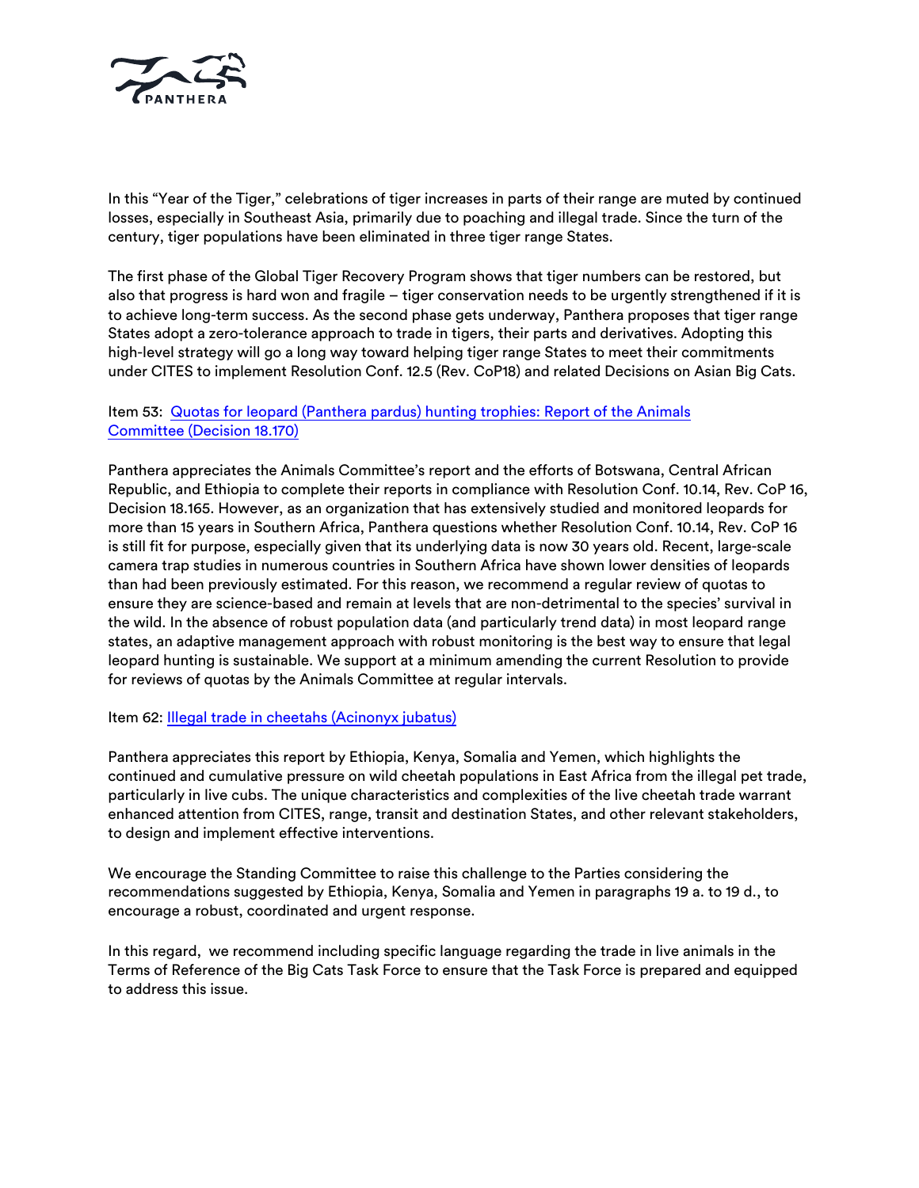In this "Year of the Tiger," celebrations of tiger increases in parts of their range are muted by continued losses, especially in Southeast Asia, primarily due to poaching and illegal trade. Since the turn of the century, tiger populations have been eliminated in three tiger range States.

The first phase of the Global Tiger Recovery Program shows that tiger numbers can be restored, but also that progress is hard won and fragile – tiger conservation needs to be urgently strengthened if it is to achieve long-term success. As the second phase gets underway, Panthera proposes that tiger range States adopt a zero-tolerance approach to trade in tigers, their parts and derivatives. Adopting this high-level strategy will go a long way toward helping tiger range States to meet their commitments under CITES to implement Resolution Conf. 12.5 (Rev. CoP18) and related Decisions on Asian Big Cats.

Item 53: Quotas for leopard (Panthera pardus) hunting trophies: Report of the Animals Committee (Decision 18.170)

Panthera appreciates the Animals Committee's report and the efforts of Botswana, Central African Republic, and Ethiopia to complete their reports in compliance with Resolution Conf. 10.14, Rev. CoP 16, Decision 18.165. However, as an organization that has extensively studied and monitored leopards for more than 15 years in Southern Africa, Panthera questions whether Resolution Conf. 10.14, Rev. CoP 16 is still fit for purpose, especially given that its underlying data is now 30 years old. Recent, large-scale camera trap studies in numerous countries in Southern Africa have shown lower densities of leopards than had been previously estimated. For this reason, we recommend a regular review of quotas to ensure they are science-based and remain at levels that are non-detrimental to the species' survival in the wild. In the absence of robust population data (and particularly trend data) in most leopard range states, an adaptive management approach with robust monitoring is the best way to ensure that legal leopard hunting is sustainable. We support at a minimum amending the current Resolution to provide for reviews of quotas by the Animals Committee at regular intervals.

Item 62: Illegal trade in cheetahs (Acinonyx jubatus)

Panthera appreciates this report by Ethiopia, Kenya, Somalia and Yemen, which highlights the continued and cumulative pressure on wild cheetah populations in East Africa from the illegal pet trade, particularly in live cubs. The unique characteristics and complexities of the live cheetah trade warrant enhanced attention from CITES, range, transit and destination States, and other relevant stakeholders, to design and implement effective interventions.

We encourage the Standing Committee to raise this challenge to the Parties considering the recommendations suggested by Ethiopia, Kenya, Somalia and Yemen in paragraphs 19 a. to 19 d., to encourage a robust, coordinated and urgent response.

In this regard, we recommend including specific language regarding the trade in live animals in the Terms of Reference of the Big Cats Task Force to ensure that the Task Force is prepared and equipped to address this issue.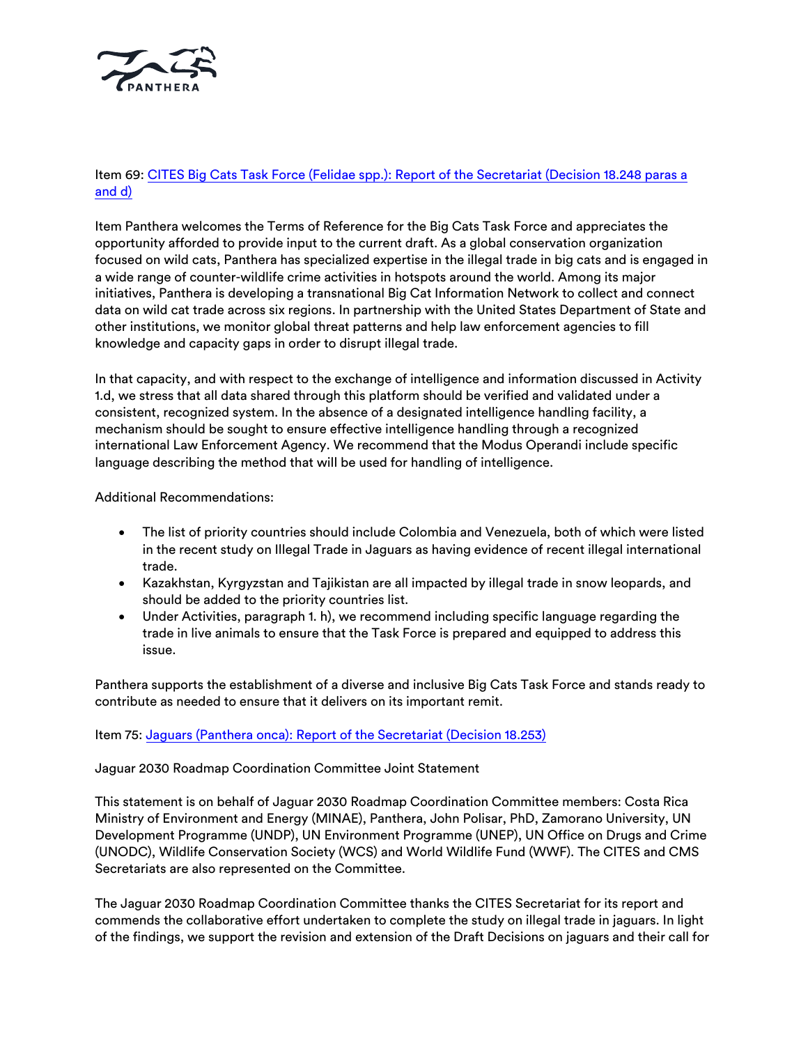Item 69: [CITES Big Cats Task Force (Felidae spp.): Report of the Secretariat (Decision 18.248 paras a and d)]()

Item Panthera welcomes the Terms of Reference for the Big Cats Task Force and appreciates the opportunity afforded to provide input to the current draft. As a global conservation organization focused on wild cats, Panthera has specialized expertise in the illegal trade in big cats and is engaged in a wide range of counter-wildlife crime activities in hotspots around the world. Among its major initiatives, Panthera is developing a transnational Big Cat Information Network to collect and connect data on wild cat trade across six regions. In partnership with the United States Department of State and other institutions, we monitor global threat patterns and help law enforcement agencies to fill knowledge and capacity gaps in order to disrupt illegal trade.

In that capacity, and with respect to the exchange of intelligence and information discussed in Activity 1.d, we stress that all data shared through this platform should be verified and validated under a consistent, recognized system. In the absence of a designated intelligence handling facility, a mechanism should be sought to ensure effective intelligence handling through a recognized international Law Enforcement Agency. We recommend that the Modus Operandi include specific language describing the method that will be used for handling of intelligence.

Additional Recommendations:

- The list of priority countries should include Colombia and Venezuela, both of which were listed in the recent study on Illegal Trade in Jaguars as having evidence of recent illegal international trade.
- Kazakhstan, Kyrgyzstan and Tajikistan are all impacted by illegal trade in snow leopards, and should be added to the priority countries list.
- Under Activities, paragraph 1. h), we recommend including specific language regarding the trade in live animals to ensure that the Task Force is prepared and equipped to address this issue.

Panthera supports the establishment of a diverse and inclusive Big Cats Task Force and stands ready to contribute as needed to ensure that it delivers on its important remit.

Item 75: [Jaguars (Panthera onca): Report of the Secretariat (Decision 18.253)]()

Jaguar 2030 Roadmap Coordination Committee Joint Statement

This statement is on behalf of Jaguar 2030 Roadmap Coordination Committee members: Costa Rica Ministry of Environment and Energy (MINAE), Panthera, John Polisar, PhD, Zamorano University, UN Development Programme (UNDP), UN Environment Programme (UNEP), UN Office on Drugs and Crime (UNODC), Wildlife Conservation Society (WCS) and World Wildlife Fund (WWF). The CITES and CMS Secretariats are also represented on the Committee.

The Jaguar 2030 Roadmap Coordination Committee thanks the CITES Secretariat for its report and commends the collaborative effort undertaken to complete the study on illegal trade in jaguars. In light of the findings, we support the revision and extension of the Draft Decisions on jaguars and their call for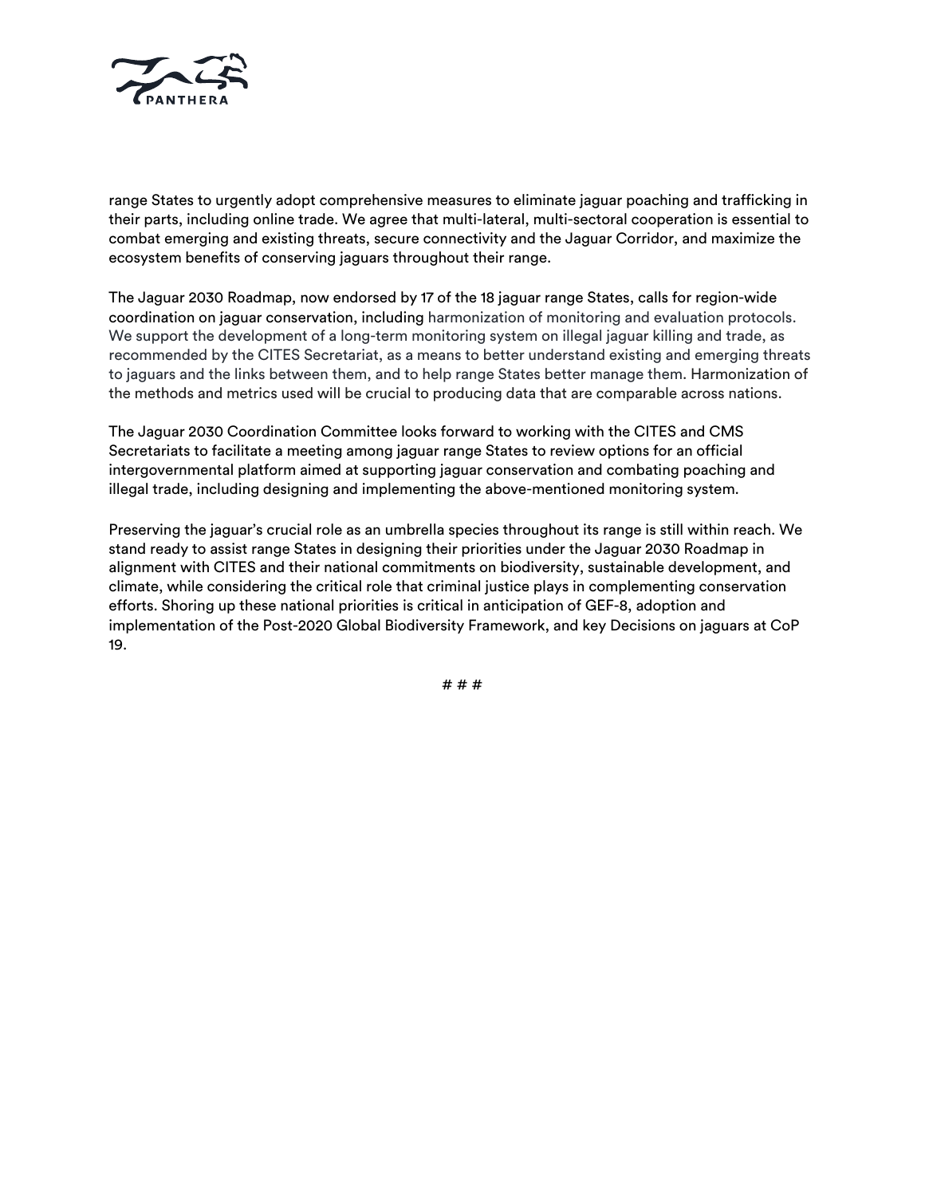range States to urgently adopt comprehensive measures to eliminate jaguar poaching and trafficking in their parts, including online trade. We agree that multi-lateral, multi-sectoral cooperation is essential to combat emerging and existing threats, secure connectivity and the Jaguar Corridor, and maximize the ecosystem benefits of conserving jaguars throughout their range.

The Jaguar 2030 Roadmap, now endorsed by 17 of the 18 jaguar range States, calls for region-wide coordination on jaguar conservation, including harmonization of monitoring and evaluation protocols. We support the development of a long-term monitoring system on illegal jaguar killing and trade, as recommended by the CITES Secretariat, as a means to better understand existing and emerging threats to jaguars and the links between them, and to help range States better manage them. Harmonization of the methods and metrics used will be crucial to producing data that are comparable across nations.

The Jaguar 2030 Coordination Committee looks forward to working with the CITES and CMS Secretariats to facilitate a meeting among jaguar range States to review options for an official intergovernmental platform aimed at supporting jaguar conservation and combating poaching and illegal trade, including designing and implementing the above-mentioned monitoring system.

Preserving the jaguar's crucial role as an umbrella species throughout its range is still within reach. We stand ready to assist range States in designing their priorities under the Jaguar 2030 Roadmap in alignment with CITES and their national commitments on biodiversity, sustainable development, and climate, while considering the critical role that criminal justice plays in complementing conservation efforts. Shoring up these national priorities is critical in anticipation of GEF-8, adoption and implementation of the Post-2020 Global Biodiversity Framework, and key Decisions on jaguars at CoP 19.

# # #